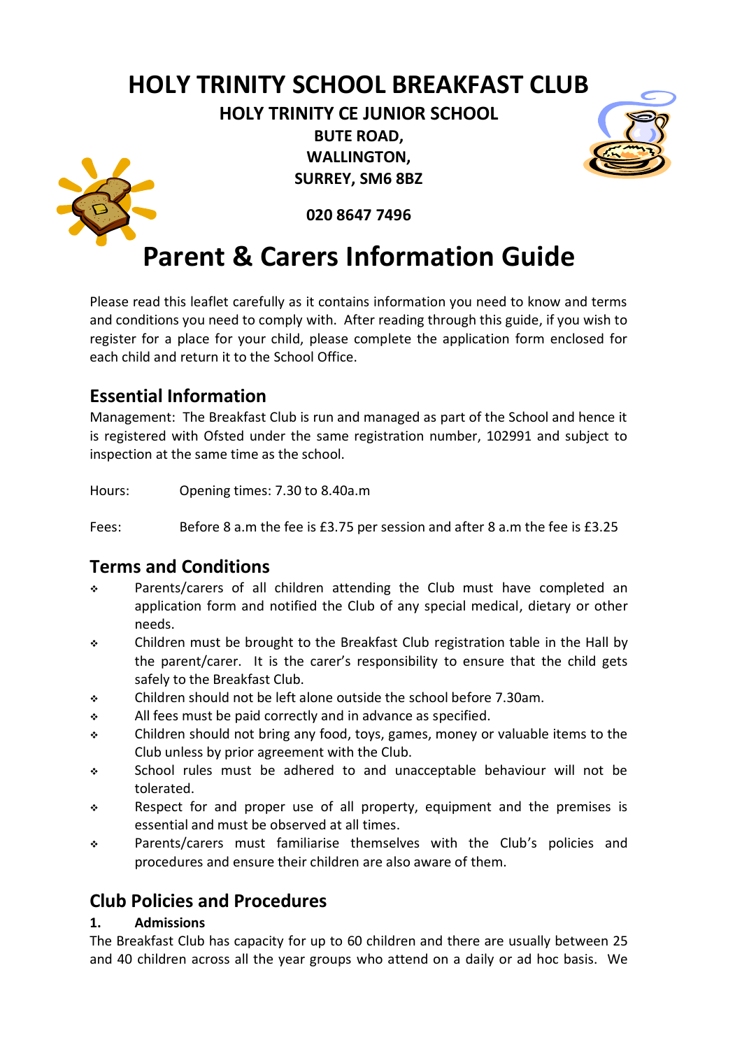# HOLY TRINITY SCHOOL BREAKFAST CLUB

**HOLY TRINITY CE JUNIOR SCHOOL**
**BUTE ROAD,**
**WALLINGTON,**
**SURREY, SM6 8BZ**

**020 8647 7496**

# Parent & Carers Information Guide

Please read this leaflet carefully as it contains information you need to know and terms and conditions you need to comply with. After reading through this guide, if you wish to register for a place for your child, please complete the application form enclosed for each child and return it to the School Office.

## Essential Information

Management: The Breakfast Club is run and managed as part of the School and hence it is registered with Ofsted under the same registration number, 102991 and subject to inspection at the same time as the school.

Hours: Opening times: 7.30 to 8.40a.m

Fees: Before 8 a.m the fee is £3.75 per session and after 8 a.m the fee is £3.25

## Terms and Conditions

- Parents/carers of all children attending the Club must have completed an application form and notified the Club of any special medical, dietary or other needs.
- Children must be brought to the Breakfast Club registration table in the Hall by the parent/carer. It is the carer's responsibility to ensure that the child gets safely to the Breakfast Club.
- Children should not be left alone outside the school before 7.30am.
- All fees must be paid correctly and in advance as specified.
- Children should not bring any food, toys, games, money or valuable items to the Club unless by prior agreement with the Club.
- School rules must be adhered to and unacceptable behaviour will not be tolerated.
- Respect for and proper use of all property, equipment and the premises is essential and must be observed at all times.
- Parents/carers must familiarise themselves with the Club's policies and procedures and ensure their children are also aware of them.

## Club Policies and Procedures

### 1. Admissions

The Breakfast Club has capacity for up to 60 children and there are usually between 25 and 40 children across all the year groups who attend on a daily or ad hoc basis. We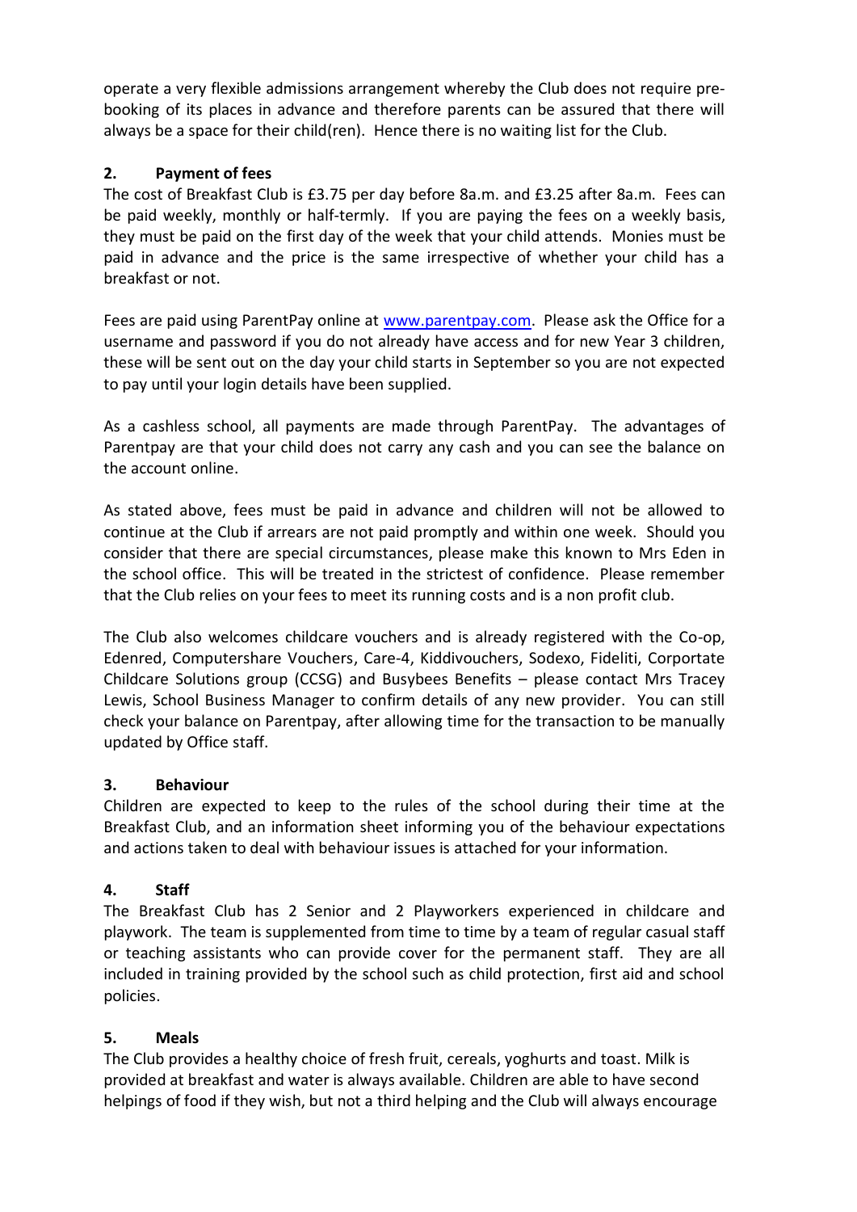operate a very flexible admissions arrangement whereby the Club does not require pre-booking of its places in advance and therefore parents can be assured that there will always be a space for their child(ren). Hence there is no waiting list for the Club.

## 2. Payment of fees

The cost of Breakfast Club is £3.75 per day before 8a.m. and £3.25 after 8a.m. Fees can be paid weekly, monthly or half-termly. If you are paying the fees on a weekly basis, they must be paid on the first day of the week that your child attends. Monies must be paid in advance and the price is the same irrespective of whether your child has a breakfast or not.

Fees are paid using ParentPay online at [www.parentpay.com](http://www.parentpay.com). Please ask the Office for a username and password if you do not already have access and for new Year 3 children, these will be sent out on the day your child starts in September so you are not expected to pay until your login details have been supplied.

As a cashless school, all payments are made through ParentPay. The advantages of Parentpay are that your child does not carry any cash and you can see the balance on the account online.

As stated above, fees must be paid in advance and children will not be allowed to continue at the Club if arrears are not paid promptly and within one week. Should you consider that there are special circumstances, please make this known to Mrs Eden in the school office. This will be treated in the strictest of confidence. Please remember that the Club relies on your fees to meet its running costs and is a non profit club.

The Club also welcomes childcare vouchers and is already registered with the Co-op, Edenred, Computershare Vouchers, Care-4, Kiddivouchers, Sodexo, Fideliti, Corportate Childcare Solutions group (CCSG) and Busybees Benefits – please contact Mrs Tracey Lewis, School Business Manager to confirm details of any new provider. You can still check your balance on Parentpay, after allowing time for the transaction to be manually updated by Office staff.

## 3. Behaviour

Children are expected to keep to the rules of the school during their time at the Breakfast Club, and an information sheet informing you of the behaviour expectations and actions taken to deal with behaviour issues is attached for your information.

## 4. Staff

The Breakfast Club has 2 Senior and 2 Playworkers experienced in childcare and playwork. The team is supplemented from time to time by a team of regular casual staff or teaching assistants who can provide cover for the permanent staff. They are all included in training provided by the school such as child protection, first aid and school policies.

## 5. Meals

The Club provides a healthy choice of fresh fruit, cereals, yoghurts and toast. Milk is provided at breakfast and water is always available. Children are able to have second helpings of food if they wish, but not a third helping and the Club will always encourage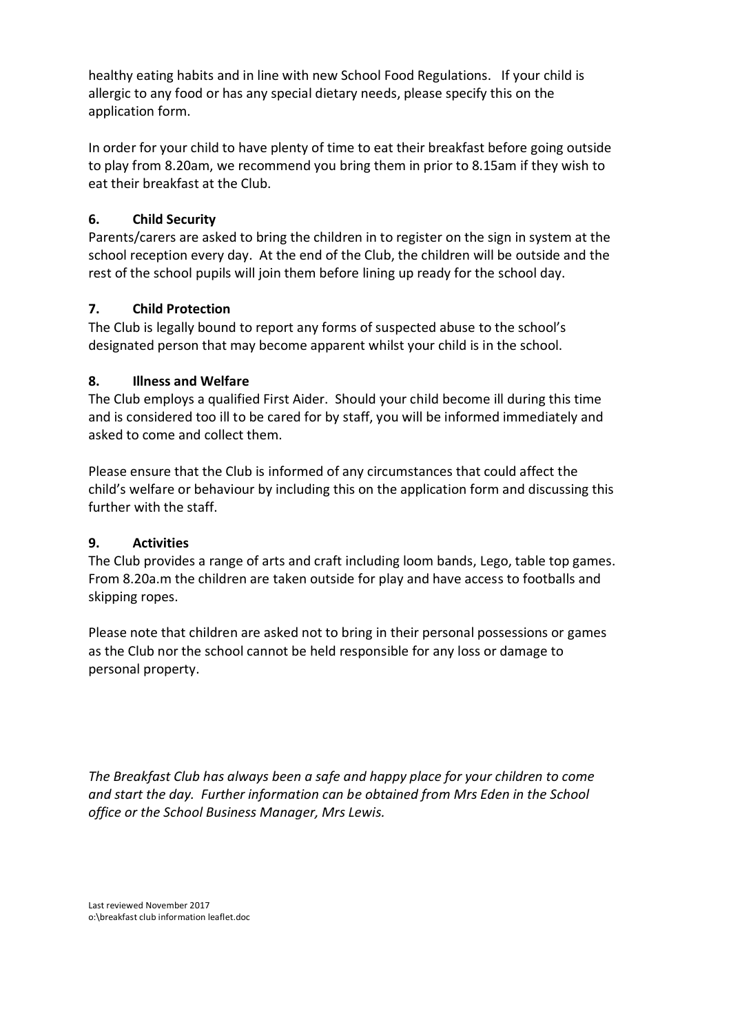healthy eating habits and in line with new School Food Regulations. If your child is allergic to any food or has any special dietary needs, please specify this on the application form.

In order for your child to have plenty of time to eat their breakfast before going outside to play from 8.20am, we recommend you bring them in prior to 8.15am if they wish to eat their breakfast at the Club.

### 6. Child Security

Parents/carers are asked to bring the children in to register on the sign in system at the school reception every day. At the end of the Club, the children will be outside and the rest of the school pupils will join them before lining up ready for the school day.

### 7. Child Protection

The Club is legally bound to report any forms of suspected abuse to the school's designated person that may become apparent whilst your child is in the school.

### 8. Illness and Welfare

The Club employs a qualified First Aider. Should your child become ill during this time and is considered too ill to be cared for by staff, you will be informed immediately and asked to come and collect them.

Please ensure that the Club is informed of any circumstances that could affect the child's welfare or behaviour by including this on the application form and discussing this further with the staff.

### 9. Activities

The Club provides a range of arts and craft including loom bands, Lego, table top games. From 8.20a.m the children are taken outside for play and have access to footballs and skipping ropes.

Please note that children are asked not to bring in their personal possessions or games as the Club nor the school cannot be held responsible for any loss or damage to personal property.

*The Breakfast Club has always been a safe and happy place for your children to come and start the day. Further information can be obtained from Mrs Eden in the School office or the School Business Manager, Mrs Lewis.*

Last reviewed November 2017
o:\breakfast club information leaflet.doc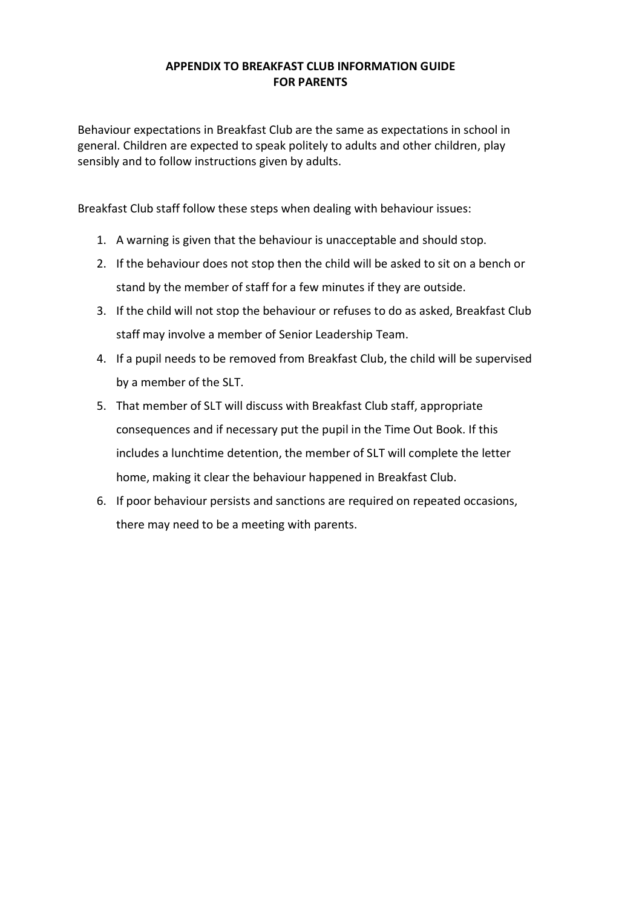# APPENDIX TO BREAKFAST CLUB INFORMATION GUIDE FOR PARENTS

Behaviour expectations in Breakfast Club are the same as expectations in school in general. Children are expected to speak politely to adults and other children, play sensibly and to follow instructions given by adults.

Breakfast Club staff follow these steps when dealing with behaviour issues:

1. A warning is given that the behaviour is unacceptable and should stop.
2. If the behaviour does not stop then the child will be asked to sit on a bench or stand by the member of staff for a few minutes if they are outside.
3. If the child will not stop the behaviour or refuses to do as asked, Breakfast Club staff may involve a member of Senior Leadership Team.
4. If a pupil needs to be removed from Breakfast Club, the child will be supervised by a member of the SLT.
5. That member of SLT will discuss with Breakfast Club staff, appropriate consequences and if necessary put the pupil in the Time Out Book. If this includes a lunchtime detention, the member of SLT will complete the letter home, making it clear the behaviour happened in Breakfast Club.
6. If poor behaviour persists and sanctions are required on repeated occasions, there may need to be a meeting with parents.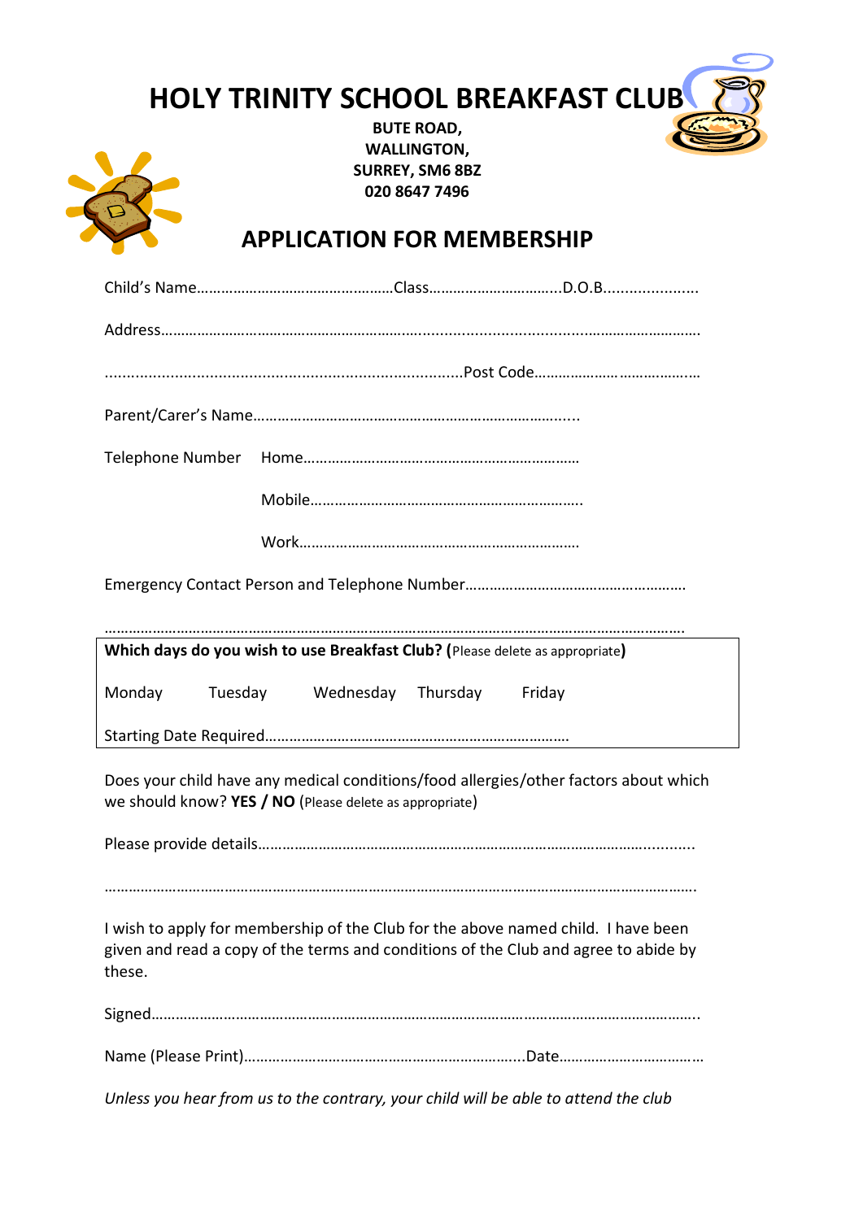# HOLY TRINITY SCHOOL BREAKFAST CLUB

**BUTE ROAD,**
**WALLINGTON,**
**SURREY, SM6 8BZ**
**020 8647 7496**

## APPLICATION FOR MEMBERSHIP

Child's Name…………………………………………Class…………………………..D.O.B.....................

Address……………………………………………………………………………………………………………

..........................................................................Post Code……………………………….…

Parent/Carer's Name………………………………………………………………………...

Telephone Number Home……………………………………………………………

Mobile……………………………………………………………..

Work………………………………………………………………

Emergency Contact Person and Telephone Number………………………………………………

……………………………………………………………………………………………………………………

**Which days do you wish to use Breakfast Club? (**Please delete as appropriate**)**

Monday Tuesday Wednesday Thursday Friday

Starting Date Required………………………………………………………………….

Does your child have any medical conditions/food allergies/other factors about which we should know? **YES / NO** (Please delete as appropriate)

Please provide details……………………………………………………………………………………...

……………………………………………………………………………………………………………………

I wish to apply for membership of the Club for the above named child. I have been given and read a copy of the terms and conditions of the Club and agree to abide by these.

Signed…………………………………………………………………………………………………………..

Name (Please Print)……………………………………………………………...Date………………………………

*Unless you hear from us to the contrary, your child will be able to attend the club*